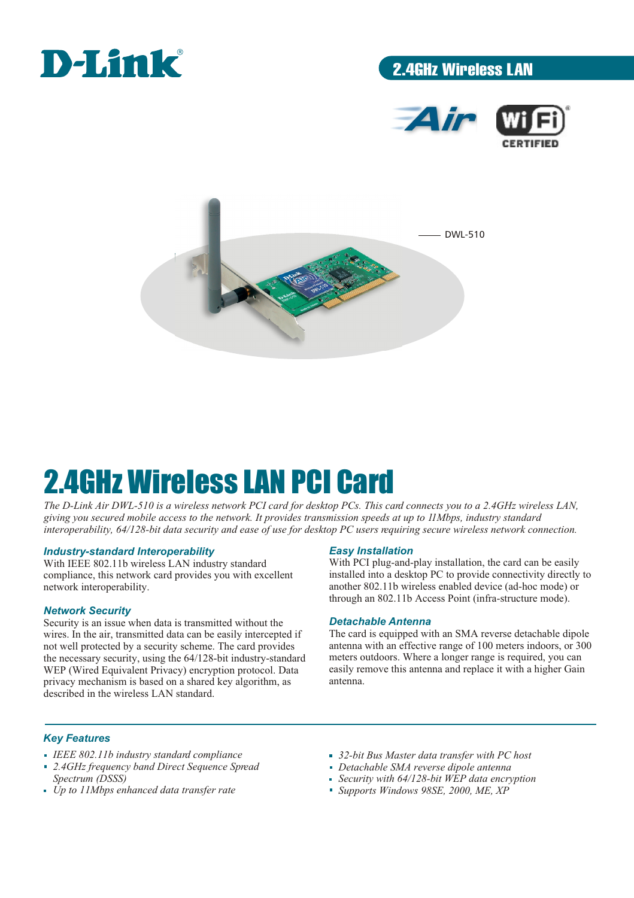D-Link

## 2.4GHz Wireless LAN

DWL-510

# 2.4GHz Wireless LAN PCI Card

*The D-Link Air DWL-510 is a wireless network PCI card for desktop PCs. This card connects you to a 2.4GHz wireless LAN, giving you secured mobile access to the network. It provides transmission speeds at up to 11Mbps, industry standard interoperability, 64/128-bit data security and ease of use for desktop PC users requiring secure wireless network connection.*

### Industry-standard Interoperability

With IEEE 802.11b wireless LAN industry standard compliance, this network card provides you with excellent network interoperability.

### Network Security

Security is an issue when data is transmitted without the wires. In the air, transmitted data can be easily intercepted if not well protected by a security scheme. The card provides the necessary security, using the 64/128-bit industry-standard WEP (Wired Equivalent Privacy) encryption protocol. Data privacy mechanism is based on a shared key algorithm, as described in the wireless LAN standard.

### Easy Installation

With PCI plug-and-play installation, the card can be easily installed into a desktop PC to provide connectivity directly to another 802.11b wireless enabled device (ad-hoc mode) or through an 802.11b Access Point (infra-structure mode).

### Detachable Antenna

The card is equipped with an SMA reverse detachable dipole antenna with an effective range of 100 meters indoors, or 300 meters outdoors. Where a longer range is required, you can easily remove this antenna and replace it with a higher Gain antenna.

### Key Features

- *IEEE 802.11b industry standard compliance*
- *2.4GHz frequency band Direct Sequence Spread Spectrum (DSSS)*
- *Up to 11Mbps enhanced data transfer rate*
- *32-bit Bus Master data transfer with PC host*
- *Detachable SMA reverse dipole antenna*
- *Security with 64/128-bit WEP data encryption*
- *Supports Windows 98SE, 2000, ME, XP*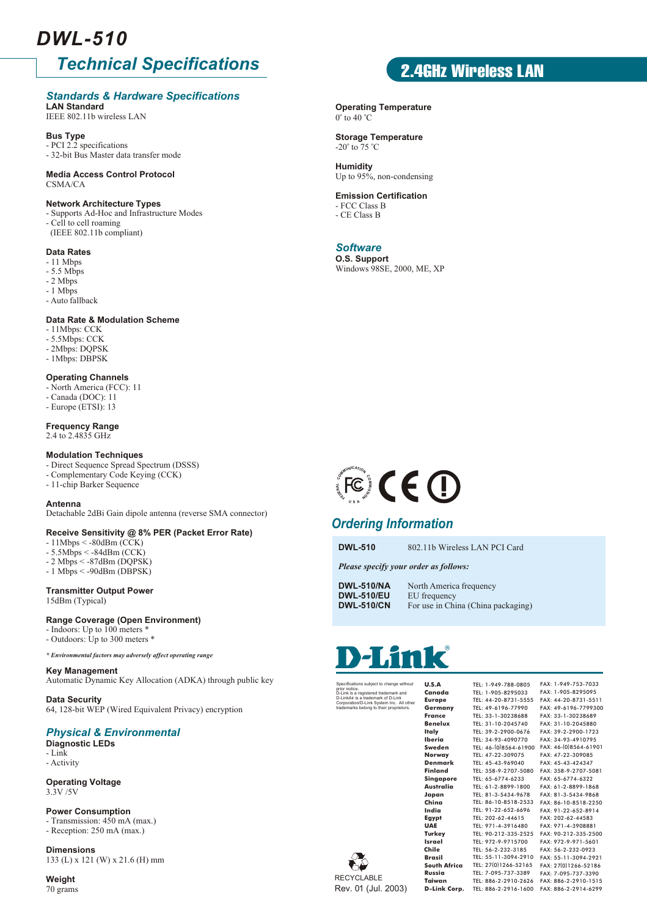# DWL-510

## Technical Specifications

**2.4GHz Wireless LAN**

### Standards & Hardware Specifications

**LAN Standard**
IEEE 802.11b wireless LAN

**Bus Type**
- PCI 2.2 specifications
- 32-bit Bus Master data transfer mode

**Media Access Control Protocol**
CSMA/CA

**Network Architecture Types**
- Supports Ad-Hoc and Infrastructure Modes
- Cell to cell roaming
  (IEEE 802.11b compliant)

**Data Rates**
- 11 Mbps
- 5.5 Mbps
- 2 Mbps
- 1 Mbps
- Auto fallback

**Data Rate & Modulation Scheme**
- 11Mbps: CCK
- 5.5Mbps: CCK
- 2Mbps: DQPSK
- 1Mbps: DBPSK

**Operating Channels**
- North America (FCC): 11
- Canada (DOC): 11
- Europe (ETSI): 13

**Frequency Range**
2.4 to 2.4835 GHz

**Modulation Techniques**
- Direct Sequence Spread Spectrum (DSSS)
- Complementary Code Keying (CCK)
- 11-chip Barker Sequence

**Antenna**
Detachable 2dBi Gain dipole antenna (reverse SMA connector)

**Receive Sensitivity @ 8% PER (Packet Error Rate)**
- 11Mbps < -80dBm (CCK)
- 5.5Mbps < -84dBm (CCK)
- 2 Mbps < -87dBm (DQPSK)
- 1 Mbps < -90dBm (DBPSK)

**Transmitter Output Power**
15dBm (Typical)

**Range Coverage (Open Environment)**
- Indoors: Up to 100 meters *
- Outdoors: Up to 300 meters *

*\* Environmental factors may adversely affect operating range*

**Key Management**
Automatic Dynamic Key Allocation (ADKA) through public key

**Data Security**
64, 128-bit WEP (Wired Equivalent Privacy) encryption

### Physical & Environmental

**Diagnostic LEDs**
- Link
- Activity

**Operating Voltage**
3.3V /5V

**Power Consumption**
- Transmission: 450 mA (max.)
- Reception: 250 mA (max.)

**Dimensions**
133 (L) x 121 (W) x 21.6 (H) mm

**Weight**
70 grams

**Operating Temperature**
0° to 40 °C

**Storage Temperature**
-20° to 75 °C

**Humidity**
Up to 95%, non-condensing

**Emission Certification**
- FCC Class B
- CE Class B

### Software

**O.S. Support**
Windows 98SE, 2000, ME, XP

### Ordering Information

| | |
|---|---|
| **DWL-510** | 802.11b Wireless LAN PCI Card |

*Please specify your order as follows:*

| | |
|---|---|
| **DWL-510/NA** | North America frequency |
| **DWL-510/EU** | EU frequency |
| **DWL-510/CN** | For use in China (China packaging) |

D-Link

Specifications subject to change without prior notice.
D-Link is a registered trademark and D-LinkAir is a trademark of D-Link Corporation/D-Link System Inc. All other trademarks belong to their proprietors.

| | | |
|---|---|---|
| **U.S.A** | TEL: 1-949-788-0805 | FAX: 1-949-753-7033 |
| **Canada** | TEL: 1-905-8295033 | FAX: 1-905-8295095 |
| **Europe** | TEL: 44-20-8731-5555 | FAX: 44-20-8731-5511 |
| **Germany** | TEL: 49-6196-77990 | FAX: 49-6196-7799300 |
| **France** | TEL: 33-1-30238688 | FAX: 33-1-30238689 |
| **Benelux** | TEL: 31-10-2045740 | FAX: 31-10-2045880 |
| **Italy** | TEL: 39-2-2900-0676 | FAX: 39-2-2900-1723 |
| **Iberia** | TEL: 34-93-4090770 | FAX: 34-93-4910795 |
| **Sweden** | TEL: 46-(0)8564-61900 | FAX: 46-(0)8564-61901 |
| **Norway** | TEL: 47-22-309075 | FAX: 47-22-309085 |
| **Denmark** | TEL: 45-43-969040 | FAX: 45-43-424347 |
| **Finland** | TEL: 358-9-2707-5080 | FAX: 358-9-2707-5081 |
| **Singapore** | TEL: 65-6774-6233 | FAX: 65-6774-6322 |
| **Australia** | TEL: 61-2-8899-1800 | FAX: 61-2-8899-1868 |
| **Japan** | TEL: 81-3-5434-9678 | FAX: 81-3-5434-9868 |
| **China** | TEL: 86-10-8518-2533 | FAX: 86-10-8518-2250 |
| **India** | TEL: 91-22-652-6696 | FAX: 91-22-652-8914 |
| **Egypt** | TEL: 202-62-44615 | FAX: 202-62-44583 |
| **UAE** | TEL: 971-4-3916480 | FAX: 971-4-3908881 |
| **Turkey** | TEL: 90-212-335-2525 | FAX: 90-212-335-2500 |
| **Israel** | TEL: 972-9-9715700 | FAX: 972-9-971-5601 |
| **Chile** | TEL: 56-2-232-3185 | FAX: 56-2-232-0923 |
| **Brasil** | TEL: 55-11-3094-2910 | FAX: 55-11-3094-2921 |
| **South Africa** | TEL: 27(0)1266-52165 | FAX: 27(0)1266-52186 |
| **Russia** | TEL: 7-095-737-3389 | FAX: 7-095-737-3390 |
| **Taiwan** | TEL: 886-2-2910-2626 | FAX: 886-2-2910-1515 |
| **D-Link Corp.** | TEL: 886-2-2916-1600 | FAX: 886-2-2914-6299 |

RECYCLABLE

Rev. 01 (Jul. 2003)